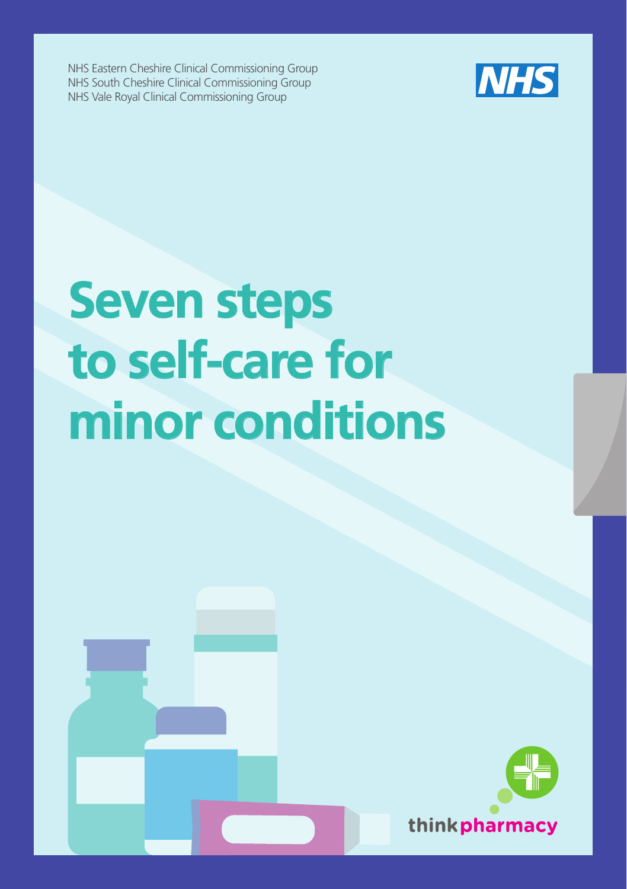NHS Eastern Cheshire Clinical Commissioning Group
NHS South Cheshire Clinical Commissioning Group
NHS Vale Royal Clinical Commissioning Group

NHS

# Seven steps to self-care for minor conditions

think pharmacy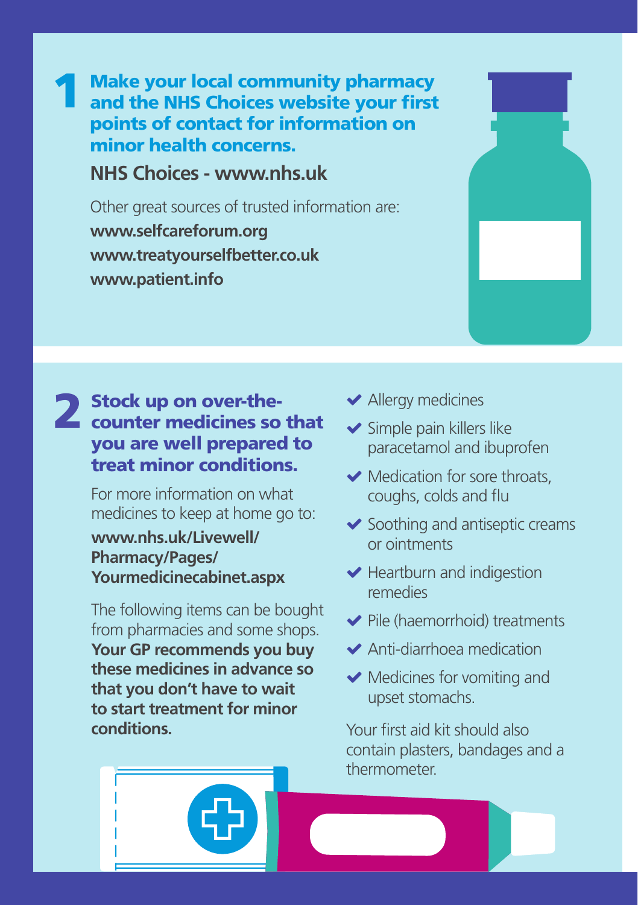## 1 Make your local community pharmacy and the NHS Choices website your first points of contact for information on minor health concerns.

**NHS Choices - www.nhs.uk**

Other great sources of trusted information are:

**www.selfcareforum.org**

**www.treatyourselfbetter.co.uk**

**www.patient.info**

## 2 Stock up on over-the-counter medicines so that you are well prepared to treat minor conditions.

For more information on what medicines to keep at home go to:

**www.nhs.uk/Livewell/Pharmacy/Pages/Yourmedicinecabinet.aspx**

The following items can be bought from pharmacies and some shops. **Your GP recommends you buy these medicines in advance so that you don't have to wait to start treatment for minor conditions.**

- Allergy medicines
- Simple pain killers like paracetamol and ibuprofen
- Medication for sore throats, coughs, colds and flu
- Soothing and antiseptic creams or ointments
- Heartburn and indigestion remedies
- Pile (haemorrhoid) treatments
- Anti-diarrhoea medication
- Medicines for vomiting and upset stomachs.

Your first aid kit should also contain plasters, bandages and a thermometer.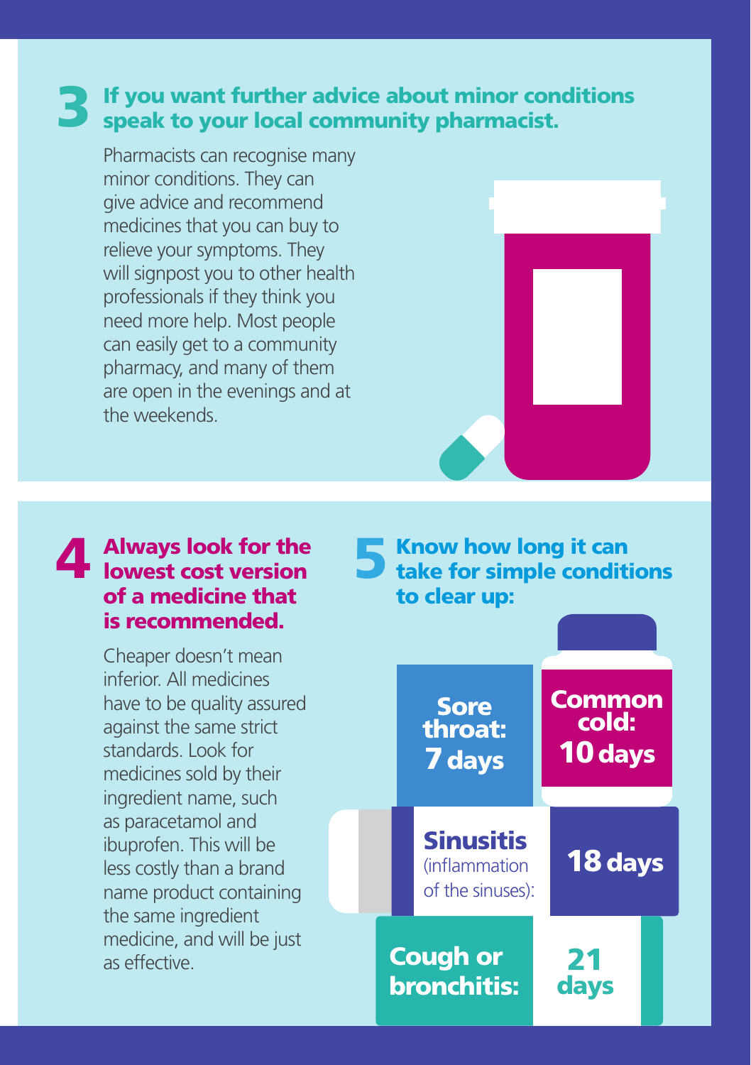## 3 If you want further advice about minor conditions speak to your local community pharmacist.

Pharmacists can recognise many minor conditions. They can give advice and recommend medicines that you can buy to relieve your symptoms. They will signpost you to other health professionals if they think you need more help. Most people can easily get to a community pharmacy, and many of them are open in the evenings and at the weekends.

## 4 Always look for the lowest cost version of a medicine that is recommended.

Cheaper doesn't mean inferior. All medicines have to be quality assured against the same strict standards. Look for medicines sold by their ingredient name, such as paracetamol and ibuprofen. This will be less costly than a brand name product containing the same ingredient medicine, and will be just as effective.

## 5 Know how long it can take for simple conditions to clear up:

- **Sore throat: 7 days**
- **Common cold: 10 days**
- **Sinusitis** (inflammation of the sinuses): **18 days**
- **Cough or bronchitis: 21 days**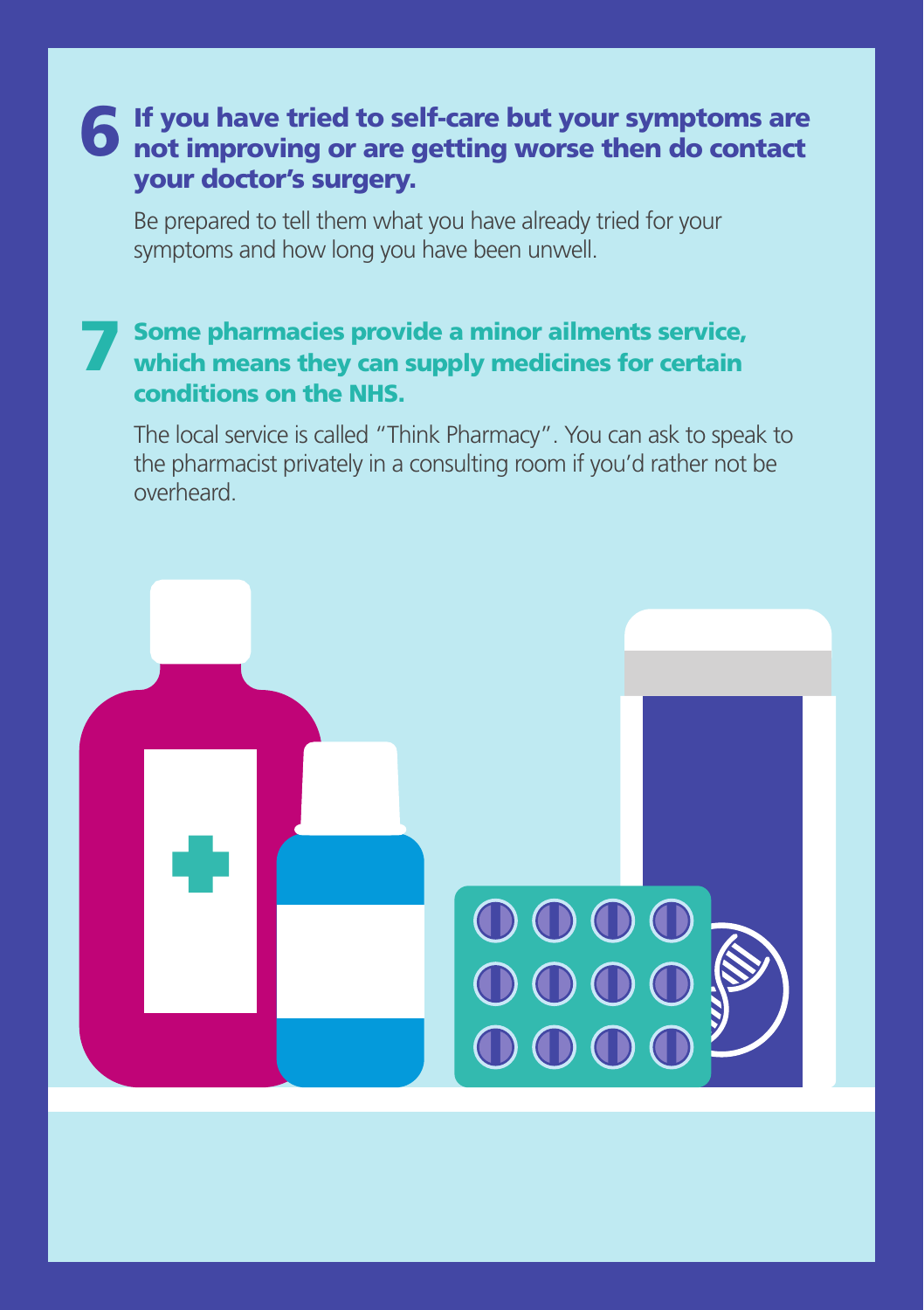## 6 If you have tried to self-care but your symptoms are not improving or are getting worse then do contact your doctor's surgery.

Be prepared to tell them what you have already tried for your symptoms and how long you have been unwell.

## 7 Some pharmacies provide a minor ailments service, which means they can supply medicines for certain conditions on the NHS.

The local service is called "Think Pharmacy". You can ask to speak to the pharmacist privately in a consulting room if you'd rather not be overheard.